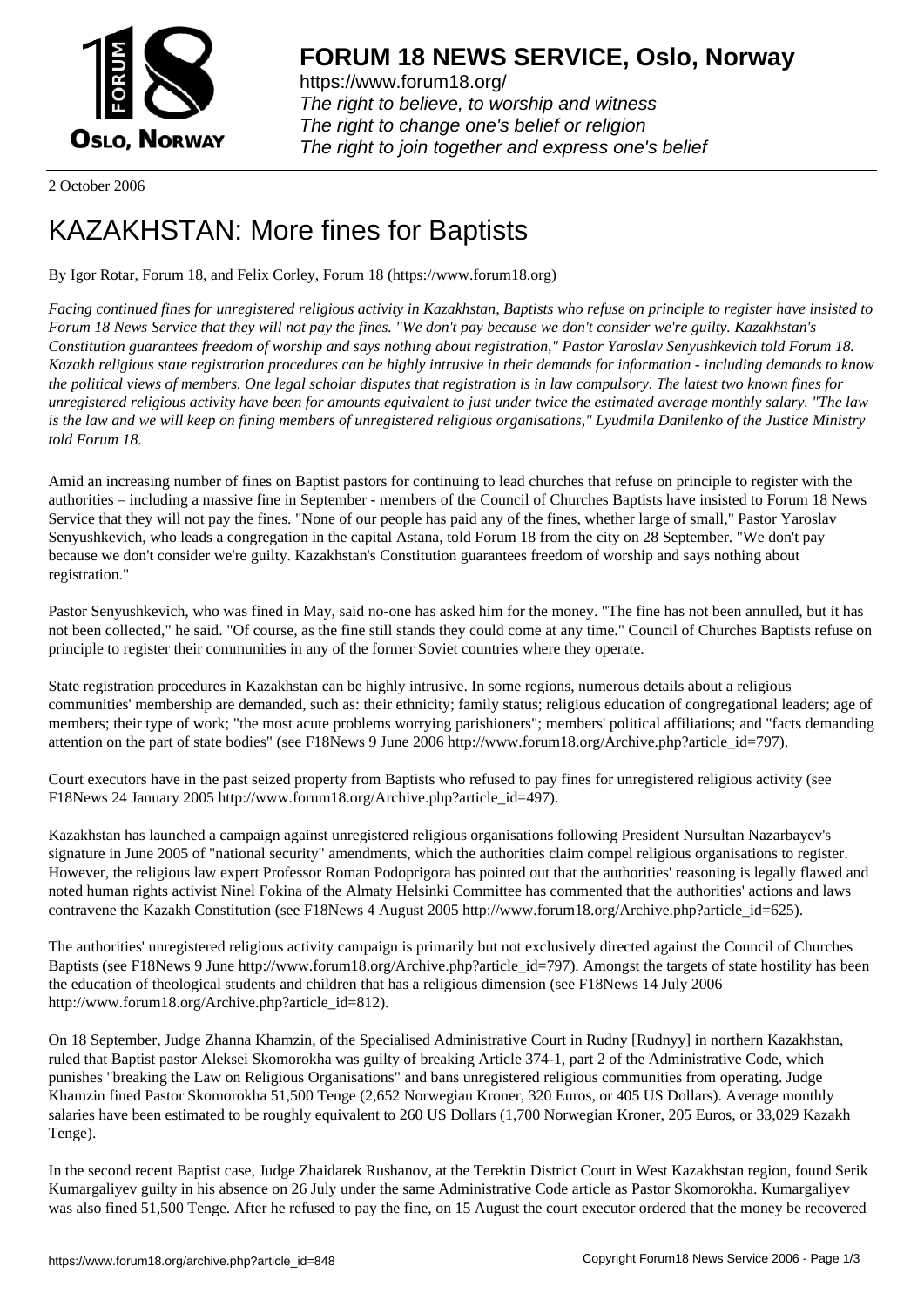# FORUM 18 NEWS SERVICE, Oslo, Norway

https://www.forum18.org/
*The right to believe, to worship and witness*
*The right to change one's belief or religion*
*The right to join together and express one's belief*

2 October 2006

# KAZAKHSTAN: More fines for Baptists

By Igor Rotar, Forum 18, and Felix Corley, Forum 18 (https://www.forum18.org)

*Facing continued fines for unregistered religious activity in Kazakhstan, Baptists who refuse on principle to register have insisted to Forum 18 News Service that they will not pay the fines. "We don't pay because we don't consider we're guilty. Kazakhstan's Constitution guarantees freedom of worship and says nothing about registration," Pastor Yaroslav Senyushkevich told Forum 18. Kazakh religious state registration procedures can be highly intrusive in their demands for information - including demands to know the political views of members. One legal scholar disputes that registration is in law compulsory. The latest two known fines for unregistered religious activity have been for amounts equivalent to just under twice the estimated average monthly salary. "The law is the law and we will keep on fining members of unregistered religious organisations," Lyudmila Danilenko of the Justice Ministry told Forum 18.*

Amid an increasing number of fines on Baptist pastors for continuing to lead churches that refuse on principle to register with the authorities – including a massive fine in September - members of the Council of Churches Baptists have insisted to Forum 18 News Service that they will not pay the fines. "None of our people has paid any of the fines, whether large of small," Pastor Yaroslav Senyushkevich, who leads a congregation in the capital Astana, told Forum 18 from the city on 28 September. "We don't pay because we don't consider we're guilty. Kazakhstan's Constitution guarantees freedom of worship and says nothing about registration."

Pastor Senyushkevich, who was fined in May, said no-one has asked him for the money. "The fine has not been annulled, but it has not been collected," he said. "Of course, as the fine still stands they could come at any time." Council of Churches Baptists refuse on principle to register their communities in any of the former Soviet countries where they operate.

State registration procedures in Kazakhstan can be highly intrusive. In some regions, numerous details about a religious communities' membership are demanded, such as: their ethnicity; family status; religious education of congregational leaders; age of members; their type of work; "the most acute problems worrying parishioners"; members' political affiliations; and "facts demanding attention on the part of state bodies" (see F18News 9 June 2006 http://www.forum18.org/Archive.php?article_id=797).

Court executors have in the past seized property from Baptists who refused to pay fines for unregistered religious activity (see F18News 24 January 2005 http://www.forum18.org/Archive.php?article_id=497).

Kazakhstan has launched a campaign against unregistered religious organisations following President Nursultan Nazarbayev's signature in June 2005 of "national security" amendments, which the authorities claim compel religious organisations to register. However, the religious law expert Professor Roman Podoprigora has pointed out that the authorities' reasoning is legally flawed and noted human rights activist Ninel Fokina of the Almaty Helsinki Committee has commented that the authorities' actions and laws contravene the Kazakh Constitution (see F18News 4 August 2005 http://www.forum18.org/Archive.php?article_id=625).

The authorities' unregistered religious activity campaign is primarily but not exclusively directed against the Council of Churches Baptists (see F18News 9 June http://www.forum18.org/Archive.php?article_id=797). Amongst the targets of state hostility has been the education of theological students and children that has a religious dimension (see F18News 14 July 2006 http://www.forum18.org/Archive.php?article_id=812).

On 18 September, Judge Zhanna Khamzin, of the Specialised Administrative Court in Rudny [Rudnyy] in northern Kazakhstan, ruled that Baptist pastor Aleksei Skomorokha was guilty of breaking Article 374-1, part 2 of the Administrative Code, which punishes "breaking the Law on Religious Organisations" and bans unregistered religious communities from operating. Judge Khamzin fined Pastor Skomorokha 51,500 Tenge (2,652 Norwegian Kroner, 320 Euros, or 405 US Dollars). Average monthly salaries have been estimated to be roughly equivalent to 260 US Dollars (1,700 Norwegian Kroner, 205 Euros, or 33,029 Kazakh Tenge).

In the second recent Baptist case, Judge Zhaidarek Rushanov, at the Terektin District Court in West Kazakhstan region, found Serik Kumargaliyev guilty in his absence on 26 July under the same Administrative Code article as Pastor Skomorokha. Kumargaliyev was also fined 51,500 Tenge. After he refused to pay the fine, on 15 August the court executor ordered that the money be recovered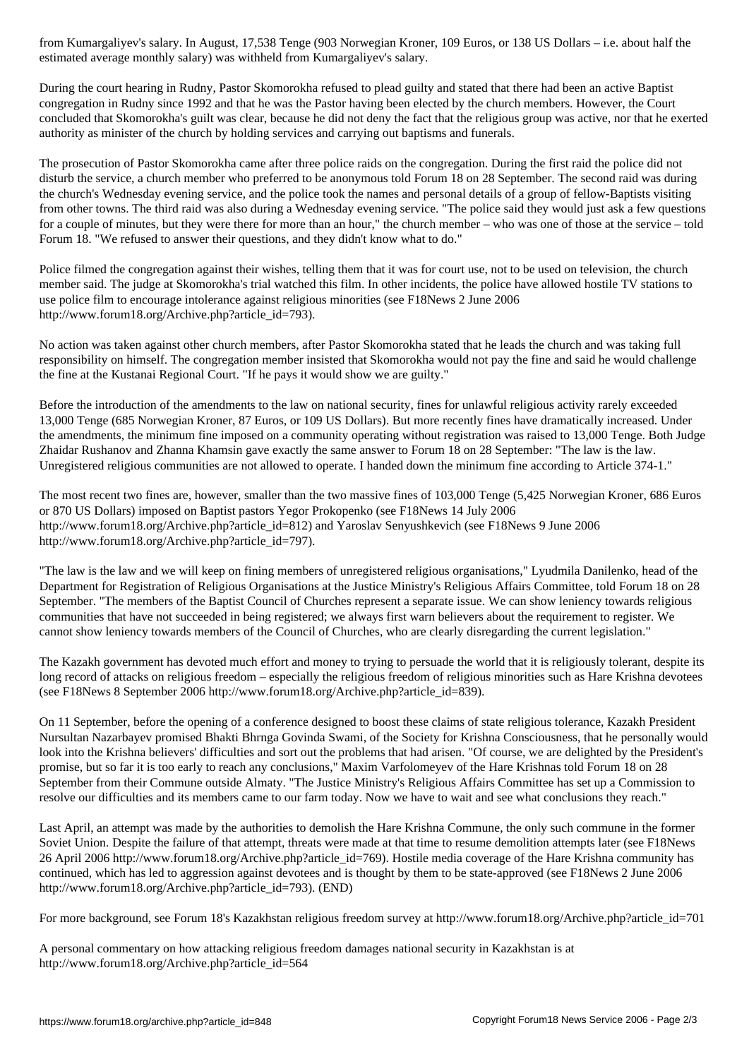from Kumargaliyev's salary. In August, 17,538 Tenge (903 Norwegian Kroner, 109 Euros, or 138 US Dollars – i.e. about half the estimated average monthly salary) was withheld from Kumargaliyev's salary.

During the court hearing in Rudny, Pastor Skomorokha refused to plead guilty and stated that there had been an active Baptist congregation in Rudny since 1992 and that he was the Pastor having been elected by the church members. However, the Court concluded that Skomorokha's guilt was clear, because he did not deny the fact that the religious group was active, nor that he exerted authority as minister of the church by holding services and carrying out baptisms and funerals.

The prosecution of Pastor Skomorokha came after three police raids on the congregation. During the first raid the police did not disturb the service, a church member who preferred to be anonymous told Forum 18 on 28 September. The second raid was during the church's Wednesday evening service, and the police took the names and personal details of a group of fellow-Baptists visiting from other towns. The third raid was also during a Wednesday evening service. "The police said they would just ask a few questions for a couple of minutes, but they were there for more than an hour," the church member – who was one of those at the service – told Forum 18. "We refused to answer their questions, and they didn't know what to do."

Police filmed the congregation against their wishes, telling them that it was for court use, not to be used on television, the church member said. The judge at Skomorokha's trial watched this film. In other incidents, the police have allowed hostile TV stations to use police film to encourage intolerance against religious minorities (see F18News 2 June 2006 http://www.forum18.org/Archive.php?article_id=793).

No action was taken against other church members, after Pastor Skomorokha stated that he leads the church and was taking full responsibility on himself. The congregation member insisted that Skomorokha would not pay the fine and said he would challenge the fine at the Kustanai Regional Court. "If he pays it would show we are guilty."

Before the introduction of the amendments to the law on national security, fines for unlawful religious activity rarely exceeded 13,000 Tenge (685 Norwegian Kroner, 87 Euros, or 109 US Dollars). But more recently fines have dramatically increased. Under the amendments, the minimum fine imposed on a community operating without registration was raised to 13,000 Tenge. Both Judge Zhaidar Rushanov and Zhanna Khamsin gave exactly the same answer to Forum 18 on 28 September: "The law is the law. Unregistered religious communities are not allowed to operate. I handed down the minimum fine according to Article 374-1."

The most recent two fines are, however, smaller than the two massive fines of 103,000 Tenge (5,425 Norwegian Kroner, 686 Euros or 870 US Dollars) imposed on Baptist pastors Yegor Prokopenko (see F18News 14 July 2006 http://www.forum18.org/Archive.php?article_id=812) and Yaroslav Senyushkevich (see F18News 9 June 2006 http://www.forum18.org/Archive.php?article_id=797).

"The law is the law and we will keep on fining members of unregistered religious organisations," Lyudmila Danilenko, head of the Department for Registration of Religious Organisations at the Justice Ministry's Religious Affairs Committee, told Forum 18 on 28 September. "The members of the Baptist Council of Churches represent a separate issue. We can show leniency towards religious communities that have not succeeded in being registered; we always first warn believers about the requirement to register. We cannot show leniency towards members of the Council of Churches, who are clearly disregarding the current legislation."

The Kazakh government has devoted much effort and money to trying to persuade the world that it is religiously tolerant, despite its long record of attacks on religious freedom – especially the religious freedom of religious minorities such as Hare Krishna devotees (see F18News 8 September 2006 http://www.forum18.org/Archive.php?article_id=839).

On 11 September, before the opening of a conference designed to boost these claims of state religious tolerance, Kazakh President Nursultan Nazarbayev promised Bhakti Bhrnga Govinda Swami, of the Society for Krishna Consciousness, that he personally would look into the Krishna believers' difficulties and sort out the problems that had arisen. "Of course, we are delighted by the President's promise, but so far it is too early to reach any conclusions," Maxim Varfolomeyev of the Hare Krishnas told Forum 18 on 28 September from their Commune outside Almaty. "The Justice Ministry's Religious Affairs Committee has set up a Commission to resolve our difficulties and its members came to our farm today. Now we have to wait and see what conclusions they reach."

Last April, an attempt was made by the authorities to demolish the Hare Krishna Commune, the only such commune in the former Soviet Union. Despite the failure of that attempt, threats were made at that time to resume demolition attempts later (see F18News 26 April 2006 http://www.forum18.org/Archive.php?article_id=769). Hostile media coverage of the Hare Krishna community has continued, which has led to aggression against devotees and is thought by them to be state-approved (see F18News 2 June 2006 http://www.forum18.org/Archive.php?article_id=793). (END)

For more background, see Forum 18's Kazakhstan religious freedom survey at http://www.forum18.org/Archive.php?article_id=701

A personal commentary on how attacking religious freedom damages national security in Kazakhstan is at http://www.forum18.org/Archive.php?article_id=564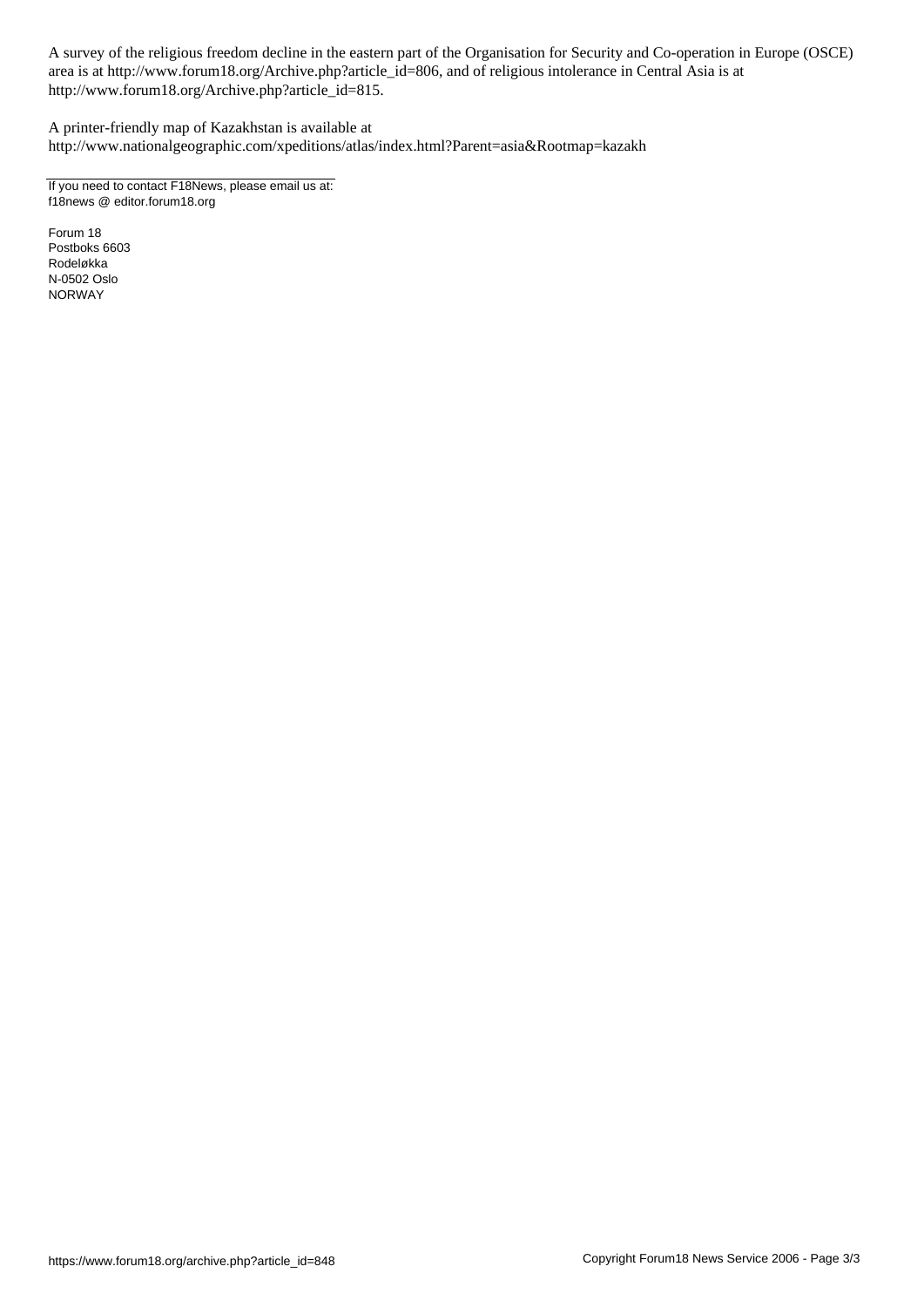A survey of the religious freedom decline in the eastern part of the Organisation for Security and Co-operation in Europe (OSCE) area is at http://www.forum18.org/Archive.php?article_id=806, and of religious intolerance in Central Asia is at http://www.forum18.org/Archive.php?article_id=815.

A printer-friendly map of Kazakhstan is available at http://www.nationalgeographic.com/xpeditions/atlas/index.html?Parent=asia&Rootmap=kazakh

---

If you need to contact F18News, please email us at:
f18news @ editor.forum18.org

Forum 18
Postboks 6603
Rodeløkka
N-0502 Oslo
NORWAY